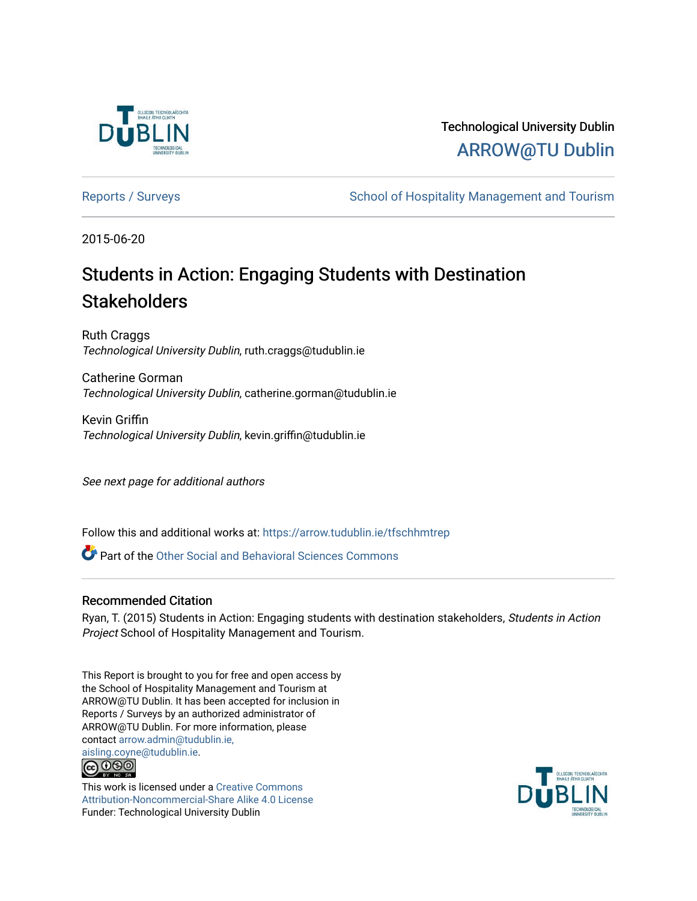Technological University Dublin

ARROW@TU Dublin

Reports / Surveys

School of Hospitality Management and Tourism

2015-06-20

# Students in Action: Engaging Students with Destination Stakeholders

Ruth Craggs
*Technological University Dublin*, ruth.craggs@tudublin.ie

Catherine Gorman
*Technological University Dublin*, catherine.gorman@tudublin.ie

Kevin Griffin
*Technological University Dublin*, kevin.griffin@tudublin.ie

*See next page for additional authors*

Follow this and additional works at: https://arrow.tudublin.ie/tfschhmtrep

Part of the Other Social and Behavioral Sciences Commons

### Recommended Citation

Ryan, T. (2015) Students in Action: Engaging students with destination stakeholders, *Students in Action Project* School of Hospitality Management and Tourism.

This Report is brought to you for free and open access by the School of Hospitality Management and Tourism at ARROW@TU Dublin. It has been accepted for inclusion in Reports / Surveys by an authorized administrator of ARROW@TU Dublin. For more information, please contact arrow.admin@tudublin.ie, aisling.coyne@tudublin.ie.

This work is licensed under a Creative Commons Attribution-Noncommercial-Share Alike 4.0 License
Funder: Technological University Dublin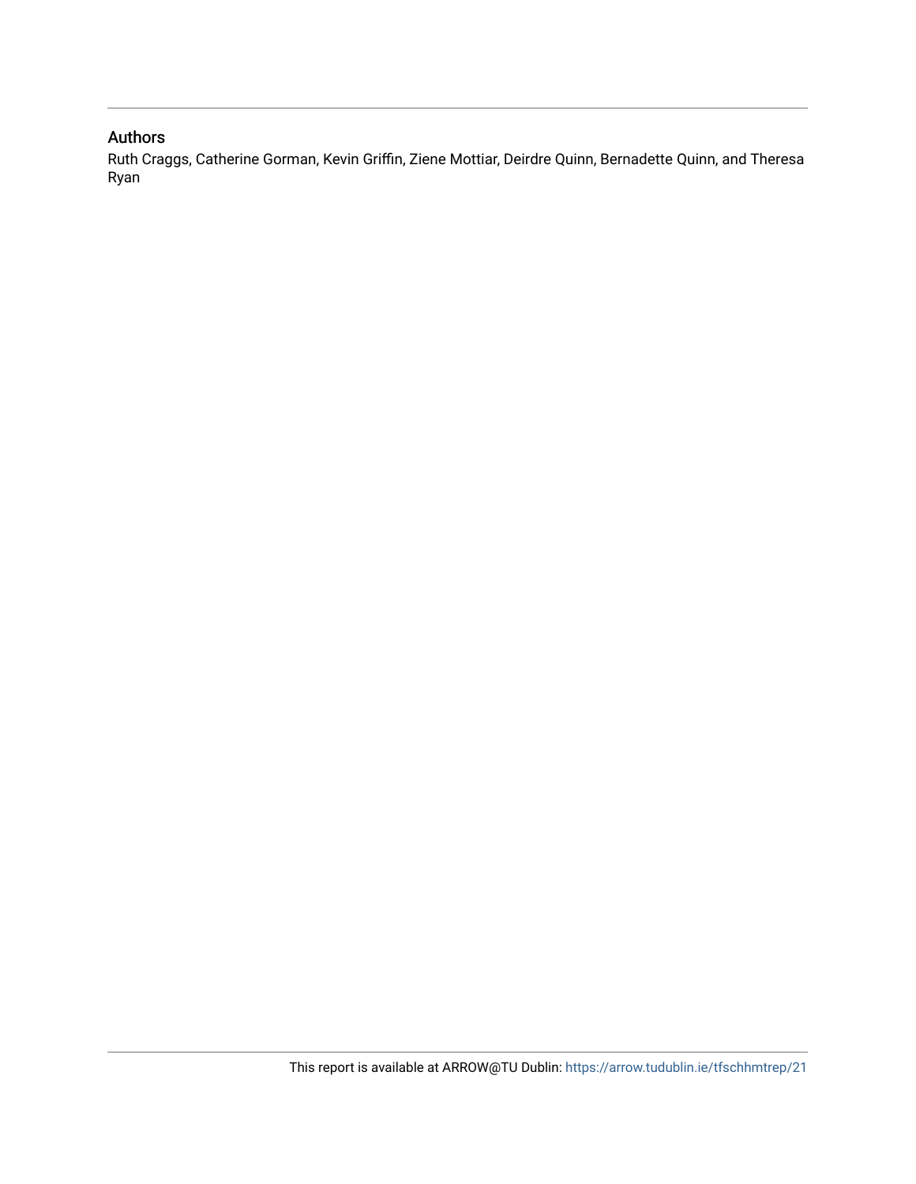## Authors

Ruth Craggs, Catherine Gorman, Kevin Griffin, Ziene Mottiar, Deirdre Quinn, Bernadette Quinn, and Theresa Ryan

This report is available at ARROW@TU Dublin: https://arrow.tudublin.ie/tfschhmtrep/21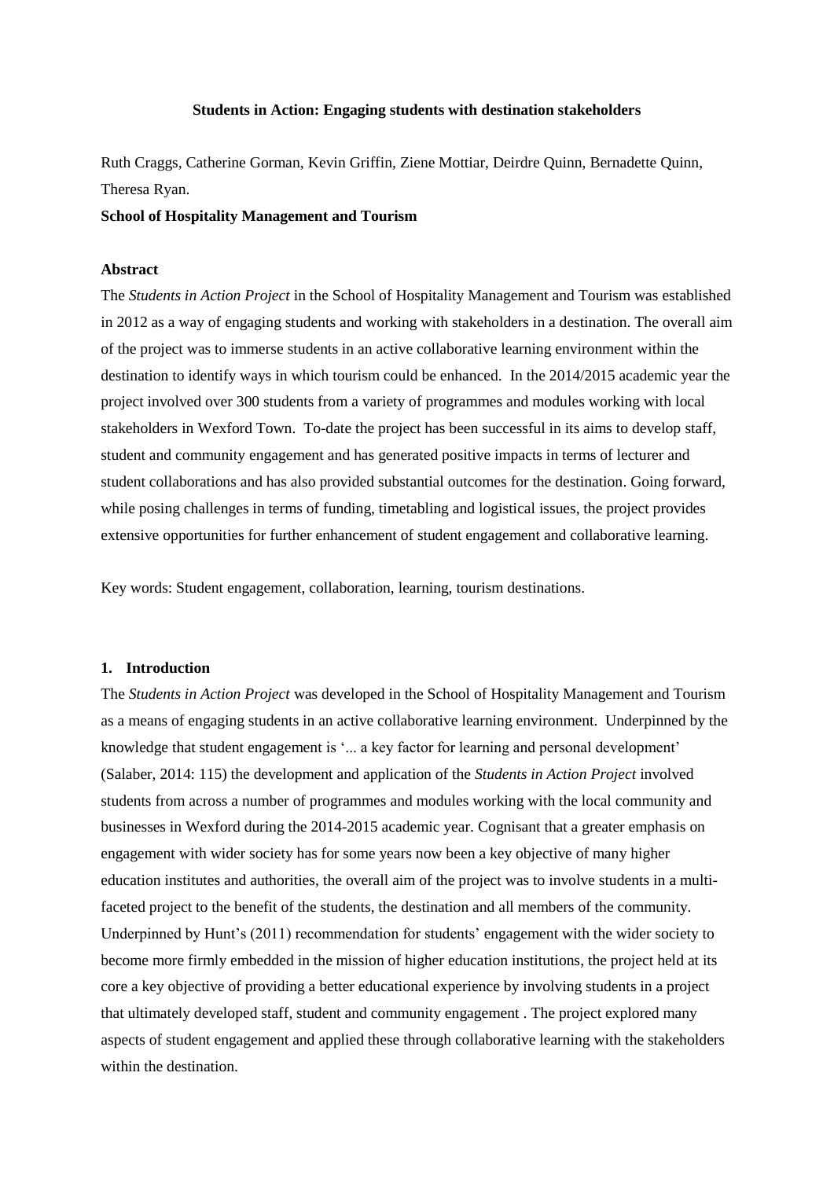**Students in Action: Engaging students with destination stakeholders**

Ruth Craggs, Catherine Gorman, Kevin Griffin, Ziene Mottiar, Deirdre Quinn, Bernadette Quinn, Theresa Ryan.

**School of Hospitality Management and Tourism**

**Abstract**

The *Students in Action Project* in the School of Hospitality Management and Tourism was established in 2012 as a way of engaging students and working with stakeholders in a destination. The overall aim of the project was to immerse students in an active collaborative learning environment within the destination to identify ways in which tourism could be enhanced. In the 2014/2015 academic year the project involved over 300 students from a variety of programmes and modules working with local stakeholders in Wexford Town. To-date the project has been successful in its aims to develop staff, student and community engagement and has generated positive impacts in terms of lecturer and student collaborations and has also provided substantial outcomes for the destination. Going forward, while posing challenges in terms of funding, timetabling and logistical issues, the project provides extensive opportunities for further enhancement of student engagement and collaborative learning.

Key words: Student engagement, collaboration, learning, tourism destinations.

## 1. Introduction

The *Students in Action Project* was developed in the School of Hospitality Management and Tourism as a means of engaging students in an active collaborative learning environment. Underpinned by the knowledge that student engagement is '... a key factor for learning and personal development' (Salaber, 2014: 115) the development and application of the *Students in Action Project* involved students from across a number of programmes and modules working with the local community and businesses in Wexford during the 2014-2015 academic year. Cognisant that a greater emphasis on engagement with wider society has for some years now been a key objective of many higher education institutes and authorities, the overall aim of the project was to involve students in a multi-faceted project to the benefit of the students, the destination and all members of the community. Underpinned by Hunt's (2011) recommendation for students' engagement with the wider society to become more firmly embedded in the mission of higher education institutions, the project held at its core a key objective of providing a better educational experience by involving students in a project that ultimately developed staff, student and community engagement . The project explored many aspects of student engagement and applied these through collaborative learning with the stakeholders within the destination.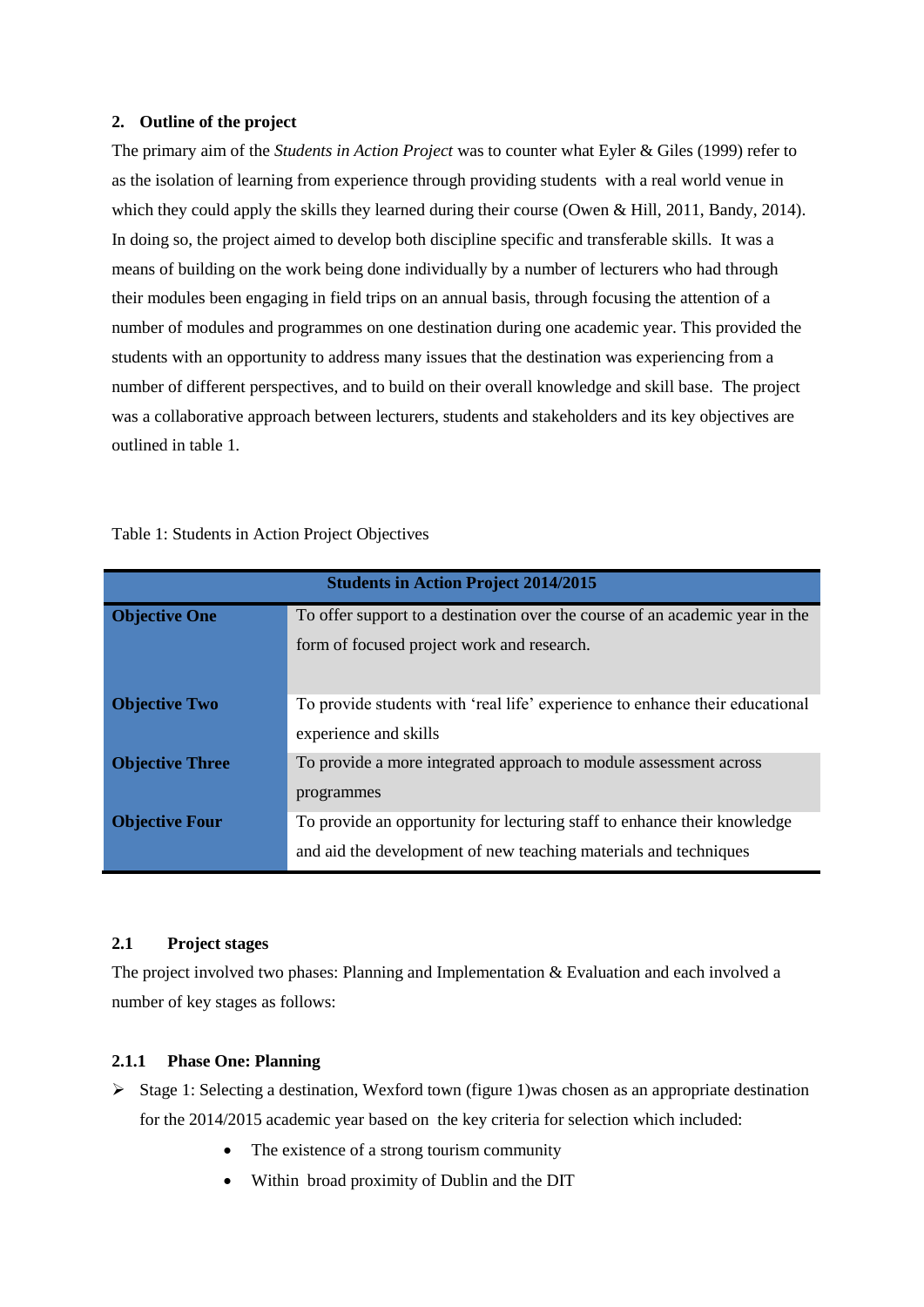## 2. Outline of the project

The primary aim of the *Students in Action Project* was to counter what Eyler & Giles (1999) refer to as the isolation of learning from experience through providing students with a real world venue in which they could apply the skills they learned during their course (Owen & Hill, 2011, Bandy, 2014). In doing so, the project aimed to develop both discipline specific and transferable skills. It was a means of building on the work being done individually by a number of lecturers who had through their modules been engaging in field trips on an annual basis, through focusing the attention of a number of modules and programmes on one destination during one academic year. This provided the students with an opportunity to address many issues that the destination was experiencing from a number of different perspectives, and to build on their overall knowledge and skill base. The project was a collaborative approach between lecturers, students and stakeholders and its key objectives are outlined in table 1.

Table 1: Students in Action Project Objectives

| **Students in Action Project 2014/2015** | |
|---|---|
| **Objective One** | To offer support to a destination over the course of an academic year in the form of focused project work and research. |
| **Objective Two** | To provide students with 'real life' experience to enhance their educational experience and skills |
| **Objective Three** | To provide a more integrated approach to module assessment across programmes |
| **Objective Four** | To provide an opportunity for lecturing staff to enhance their knowledge and aid the development of new teaching materials and techniques |

### 2.1 Project stages

The project involved two phases: Planning and Implementation & Evaluation and each involved a number of key stages as follows:

#### 2.1.1 Phase One: Planning

- Stage 1: Selecting a destination, Wexford town (figure 1)was chosen as an appropriate destination for the 2014/2015 academic year based on the key criteria for selection which included:
  - The existence of a strong tourism community
  - Within broad proximity of Dublin and the DIT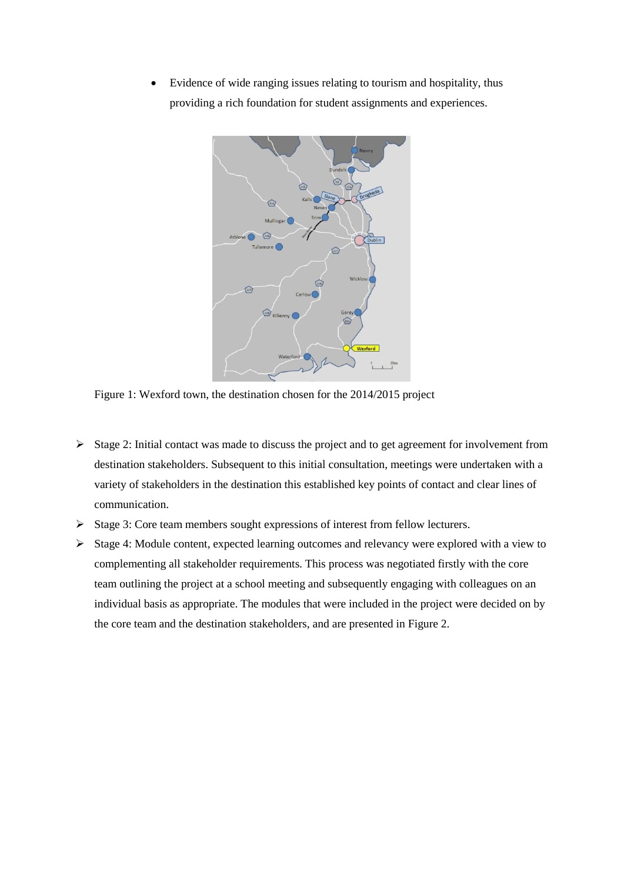- Evidence of wide ranging issues relating to tourism and hospitality, thus providing a rich foundation for student assignments and experiences.

Figure 1: Wexford town, the destination chosen for the 2014/2015 project

- Stage 2: Initial contact was made to discuss the project and to get agreement for involvement from destination stakeholders. Subsequent to this initial consultation, meetings were undertaken with a variety of stakeholders in the destination this established key points of contact and clear lines of communication.
- Stage 3: Core team members sought expressions of interest from fellow lecturers.
- Stage 4: Module content, expected learning outcomes and relevancy were explored with a view to complementing all stakeholder requirements. This process was negotiated firstly with the core team outlining the project at a school meeting and subsequently engaging with colleagues on an individual basis as appropriate. The modules that were included in the project were decided on by the core team and the destination stakeholders, and are presented in Figure 2.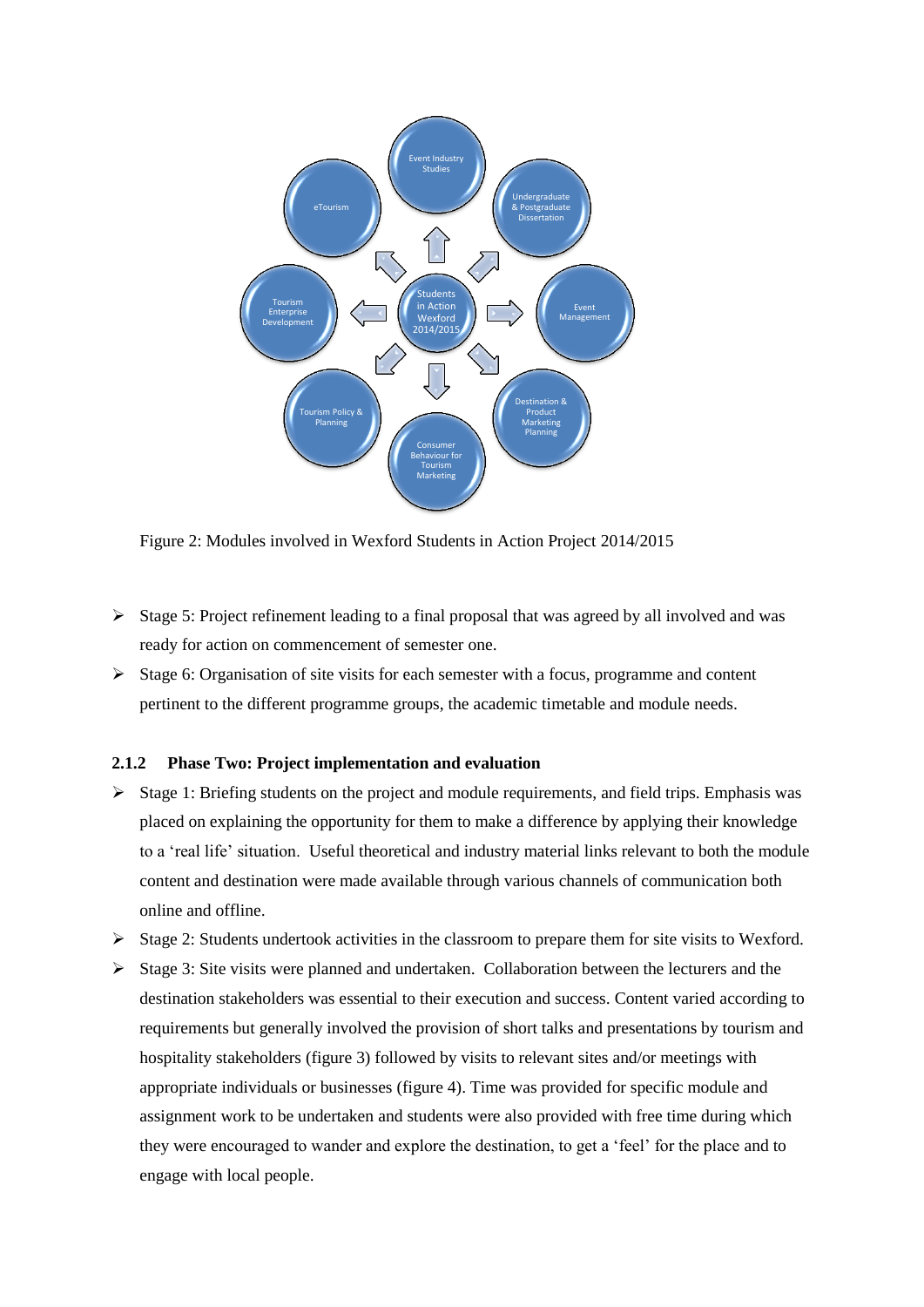Figure 2: Modules involved in Wexford Students in Action Project 2014/2015

- Stage 5: Project refinement leading to a final proposal that was agreed by all involved and was ready for action on commencement of semester one.
- Stage 6: Organisation of site visits for each semester with a focus, programme and content pertinent to the different programme groups, the academic timetable and module needs.

### 2.1.2 Phase Two: Project implementation and evaluation

- Stage 1: Briefing students on the project and module requirements, and field trips. Emphasis was placed on explaining the opportunity for them to make a difference by applying their knowledge to a 'real life' situation. Useful theoretical and industry material links relevant to both the module content and destination were made available through various channels of communication both online and offline.
- Stage 2: Students undertook activities in the classroom to prepare them for site visits to Wexford.
- Stage 3: Site visits were planned and undertaken. Collaboration between the lecturers and the destination stakeholders was essential to their execution and success. Content varied according to requirements but generally involved the provision of short talks and presentations by tourism and hospitality stakeholders (figure 3) followed by visits to relevant sites and/or meetings with appropriate individuals or businesses (figure 4). Time was provided for specific module and assignment work to be undertaken and students were also provided with free time during which they were encouraged to wander and explore the destination, to get a 'feel' for the place and to engage with local people.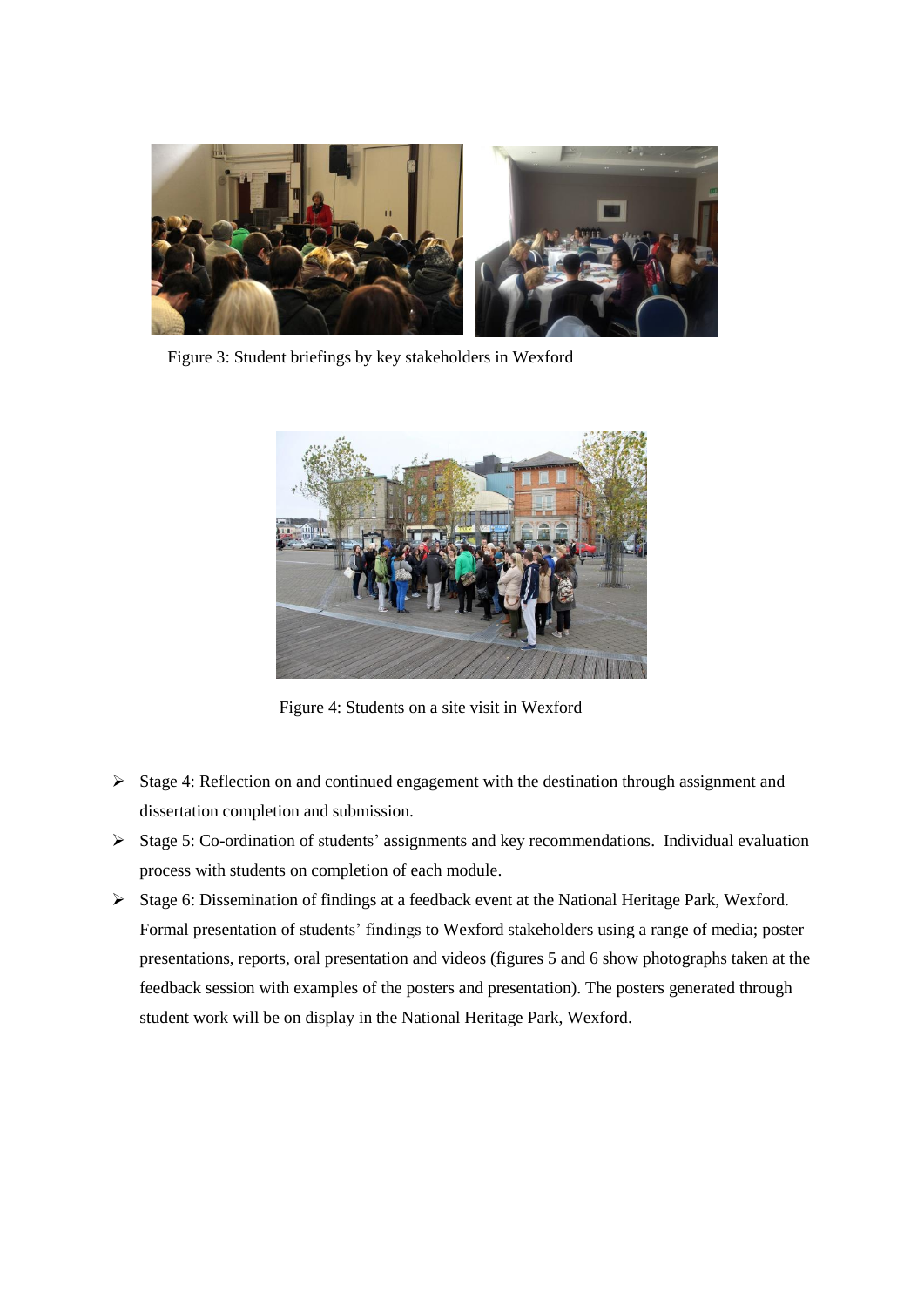Figure 3: Student briefings by key stakeholders in Wexford

Figure 4: Students on a site visit in Wexford

- Stage 4: Reflection on and continued engagement with the destination through assignment and dissertation completion and submission.
- Stage 5: Co-ordination of students' assignments and key recommendations. Individual evaluation process with students on completion of each module.
- Stage 6: Dissemination of findings at a feedback event at the National Heritage Park, Wexford. Formal presentation of students' findings to Wexford stakeholders using a range of media; poster presentations, reports, oral presentation and videos (figures 5 and 6 show photographs taken at the feedback session with examples of the posters and presentation). The posters generated through student work will be on display in the National Heritage Park, Wexford.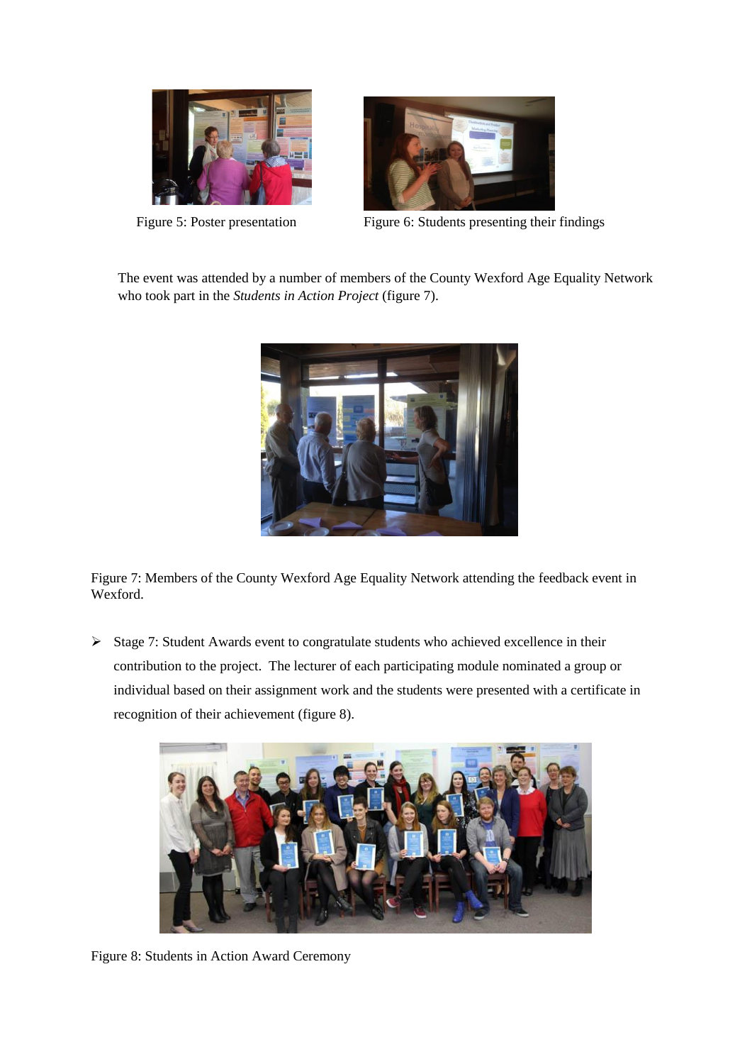Figure 5: Poster presentation

Figure 6: Students presenting their findings

The event was attended by a number of members of the County Wexford Age Equality Network who took part in the *Students in Action Project* (figure 7).

Figure 7: Members of the County Wexford Age Equality Network attending the feedback event in Wexford.

- Stage 7: Student Awards event to congratulate students who achieved excellence in their contribution to the project. The lecturer of each participating module nominated a group or individual based on their assignment work and the students were presented with a certificate in recognition of their achievement (figure 8).

Figure 8: Students in Action Award Ceremony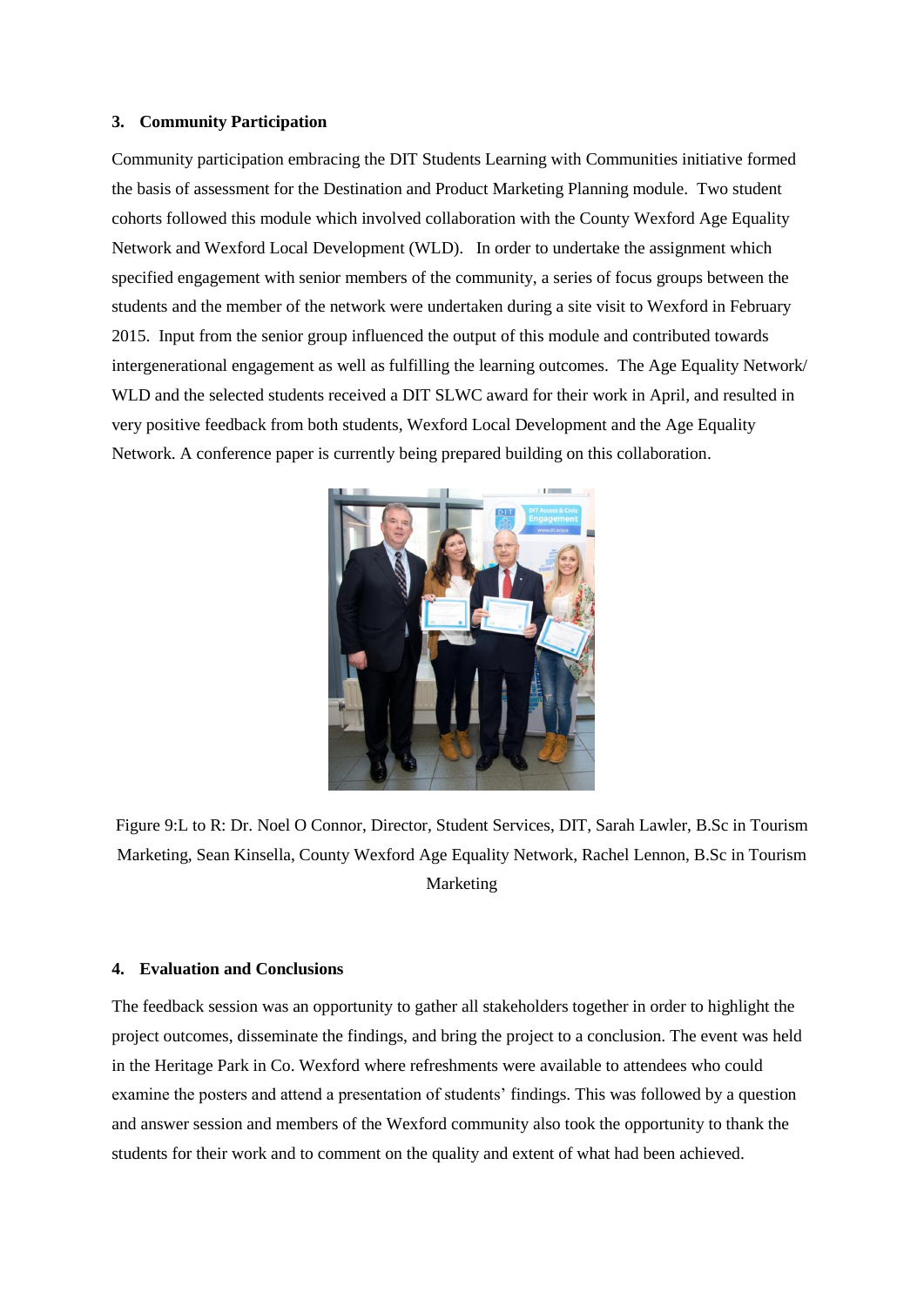### 3. Community Participation

Community participation embracing the DIT Students Learning with Communities initiative formed the basis of assessment for the Destination and Product Marketing Planning module. Two student cohorts followed this module which involved collaboration with the County Wexford Age Equality Network and Wexford Local Development (WLD). In order to undertake the assignment which specified engagement with senior members of the community, a series of focus groups between the students and the member of the network were undertaken during a site visit to Wexford in February 2015. Input from the senior group influenced the output of this module and contributed towards intergenerational engagement as well as fulfilling the learning outcomes. The Age Equality Network/ WLD and the selected students received a DIT SLWC award for their work in April, and resulted in very positive feedback from both students, Wexford Local Development and the Age Equality Network. A conference paper is currently being prepared building on this collaboration.

Figure 9:L to R: Dr. Noel O Connor, Director, Student Services, DIT, Sarah Lawler, B.Sc in Tourism Marketing, Sean Kinsella, County Wexford Age Equality Network, Rachel Lennon, B.Sc in Tourism Marketing

### 4. Evaluation and Conclusions

The feedback session was an opportunity to gather all stakeholders together in order to highlight the project outcomes, disseminate the findings, and bring the project to a conclusion. The event was held in the Heritage Park in Co. Wexford where refreshments were available to attendees who could examine the posters and attend a presentation of students' findings. This was followed by a question and answer session and members of the Wexford community also took the opportunity to thank the students for their work and to comment on the quality and extent of what had been achieved.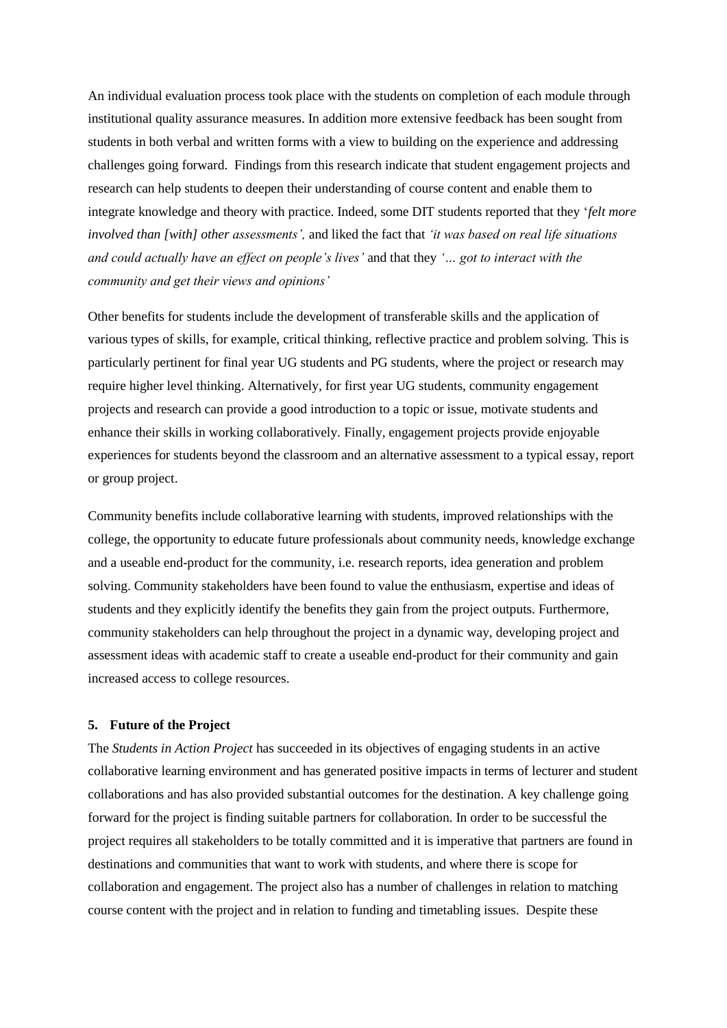An individual evaluation process took place with the students on completion of each module through institutional quality assurance measures. In addition more extensive feedback has been sought from students in both verbal and written forms with a view to building on the experience and addressing challenges going forward. Findings from this research indicate that student engagement projects and research can help students to deepen their understanding of course content and enable them to integrate knowledge and theory with practice. Indeed, some DIT students reported that they '*felt more involved than [with] other assessments',* and liked the fact that *'it was based on real life situations and could actually have an effect on people's lives'* and that they *'… got to interact with the community and get their views and opinions'*

Other benefits for students include the development of transferable skills and the application of various types of skills, for example, critical thinking, reflective practice and problem solving. This is particularly pertinent for final year UG students and PG students, where the project or research may require higher level thinking. Alternatively, for first year UG students, community engagement projects and research can provide a good introduction to a topic or issue, motivate students and enhance their skills in working collaboratively. Finally, engagement projects provide enjoyable experiences for students beyond the classroom and an alternative assessment to a typical essay, report or group project.

Community benefits include collaborative learning with students, improved relationships with the college, the opportunity to educate future professionals about community needs, knowledge exchange and a useable end-product for the community, i.e. research reports, idea generation and problem solving. Community stakeholders have been found to value the enthusiasm, expertise and ideas of students and they explicitly identify the benefits they gain from the project outputs. Furthermore, community stakeholders can help throughout the project in a dynamic way, developing project and assessment ideas with academic staff to create a useable end-product for their community and gain increased access to college resources.

### 5. Future of the Project

The *Students in Action Project* has succeeded in its objectives of engaging students in an active collaborative learning environment and has generated positive impacts in terms of lecturer and student collaborations and has also provided substantial outcomes for the destination. A key challenge going forward for the project is finding suitable partners for collaboration. In order to be successful the project requires all stakeholders to be totally committed and it is imperative that partners are found in destinations and communities that want to work with students, and where there is scope for collaboration and engagement. The project also has a number of challenges in relation to matching course content with the project and in relation to funding and timetabling issues. Despite these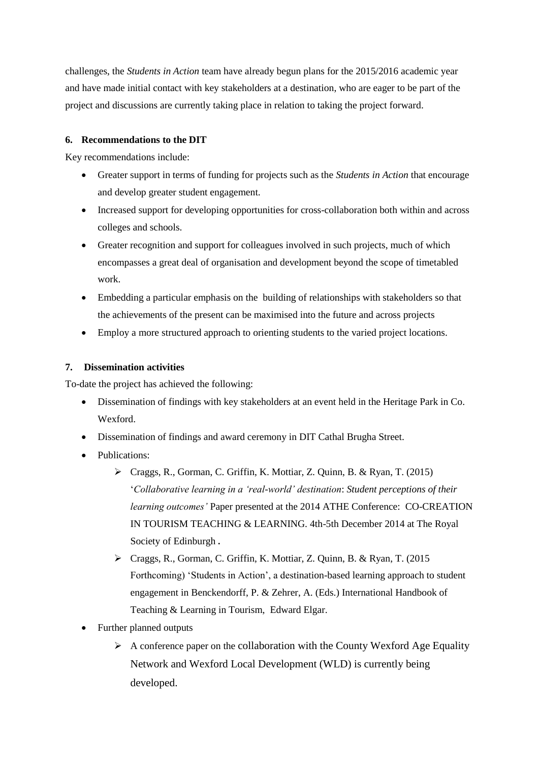challenges, the *Students in Action* team have already begun plans for the 2015/2016 academic year and have made initial contact with key stakeholders at a destination, who are eager to be part of the project and discussions are currently taking place in relation to taking the project forward.

## 6. Recommendations to the DIT

Key recommendations include:

- Greater support in terms of funding for projects such as the *Students in Action* that encourage and develop greater student engagement.
- Increased support for developing opportunities for cross-collaboration both within and across colleges and schools.
- Greater recognition and support for colleagues involved in such projects, much of which encompasses a great deal of organisation and development beyond the scope of timetabled work.
- Embedding a particular emphasis on the building of relationships with stakeholders so that the achievements of the present can be maximised into the future and across projects
- Employ a more structured approach to orienting students to the varied project locations.

## 7. Dissemination activities

To-date the project has achieved the following:

- Dissemination of findings with key stakeholders at an event held in the Heritage Park in Co. Wexford.
- Dissemination of findings and award ceremony in DIT Cathal Brugha Street.
- Publications:
  - Craggs, R., Gorman, C. Griffin, K. Mottiar, Z. Quinn, B. & Ryan, T. (2015) '*Collaborative learning in a 'real-world' destination*: *Student perceptions of their learning outcomes'* Paper presented at the 2014 ATHE Conference: CO-CREATION IN TOURISM TEACHING & LEARNING. 4th-5th December 2014 at The Royal Society of Edinburgh **.**
  - Craggs, R., Gorman, C. Griffin, K. Mottiar, Z. Quinn, B. & Ryan, T. (2015 Forthcoming) 'Students in Action', a destination-based learning approach to student engagement in Benckendorff, P. & Zehrer, A. (Eds.) International Handbook of Teaching & Learning in Tourism, Edward Elgar.
- Further planned outputs
  - A conference paper on the collaboration with the County Wexford Age Equality Network and Wexford Local Development (WLD) is currently being developed.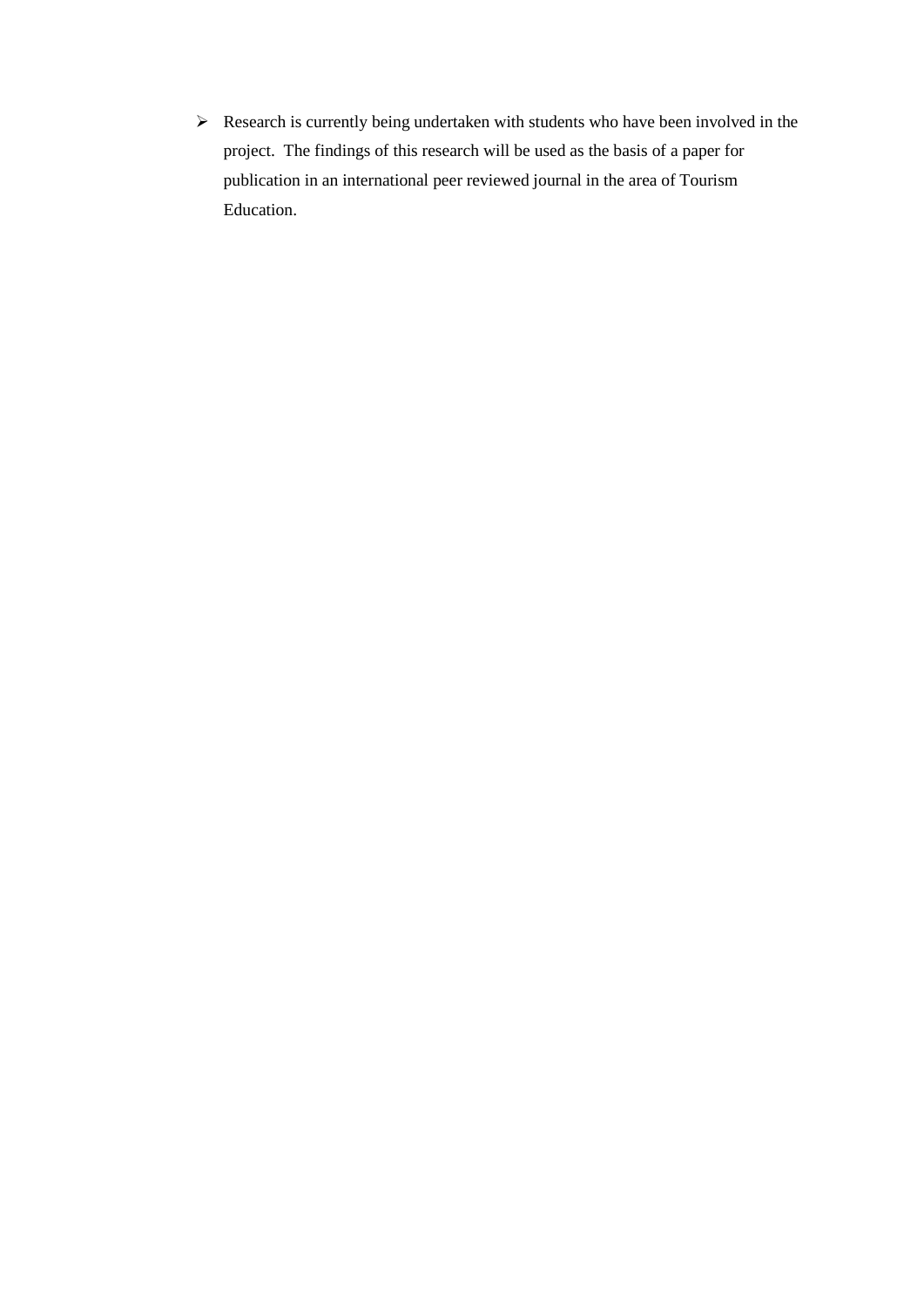- Research is currently being undertaken with students who have been involved in the project. The findings of this research will be used as the basis of a paper for publication in an international peer reviewed journal in the area of Tourism Education.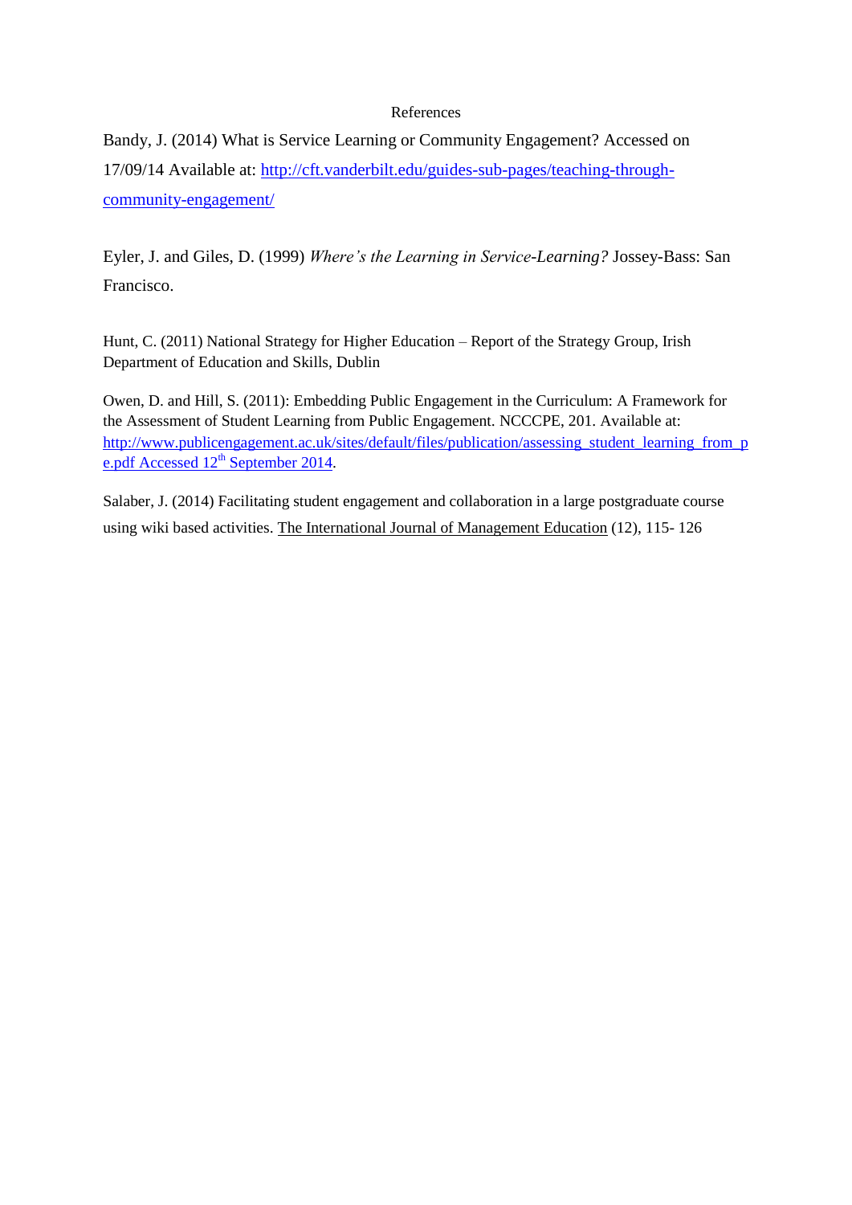References

Bandy, J. (2014) What is Service Learning or Community Engagement? Accessed on 17/09/14 Available at: http://cft.vanderbilt.edu/guides-sub-pages/teaching-through-community-engagement/

Eyler, J. and Giles, D. (1999) *Where's the Learning in Service-Learning?* Jossey-Bass: San Francisco.

Hunt, C. (2011) National Strategy for Higher Education – Report of the Strategy Group, Irish Department of Education and Skills, Dublin

Owen, D. and Hill, S. (2011): Embedding Public Engagement in the Curriculum: A Framework for the Assessment of Student Learning from Public Engagement. NCCCPE, 201. Available at: http://www.publicengagement.ac.uk/sites/default/files/publication/assessing_student_learning_from_pe.pdf Accessed 12th September 2014.

Salaber, J. (2014) Facilitating student engagement and collaboration in a large postgraduate course using wiki based activities. The International Journal of Management Education (12), 115- 126